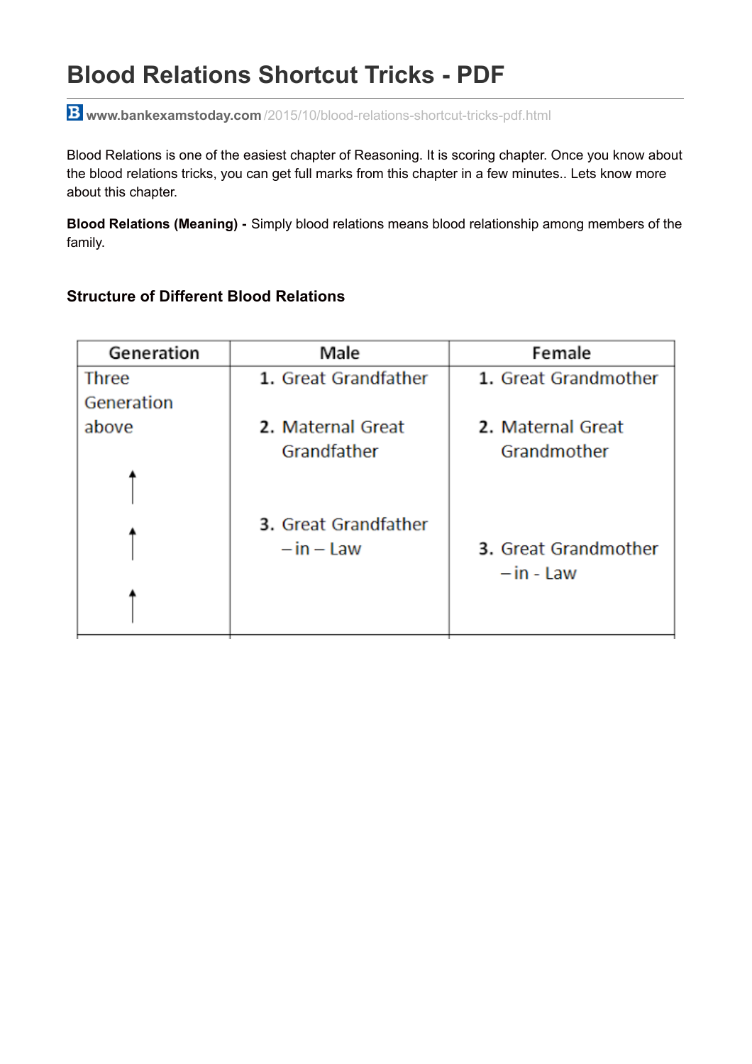# Blood Relations Shortcut Tricks - PDF

www.bankexamstoday.com/2015/10/blood-relations-shortcut-tricks-pdf.html

Blood Relations is one of the easiest chapter of Reasoning. It is scoring chapter. Once you know about the blood relations tricks, you can get full marks from this chapter in a few minutes.. Lets know more about this chapter.

**Blood Relations (Meaning) -** Simply blood relations means blood relationship among members of the family.

### Structure of Different Blood Relations

| Generation | Male | Female |
|---|---|---|
| Three Generation above ↑ ↑ ↑ | 1. Great Grandfather<br>2. Maternal Great Grandfather<br>3. Great Grandfather – in – Law | 1. Great Grandmother<br>2. Maternal Great Grandmother<br>3. Great Grandmother – in - Law |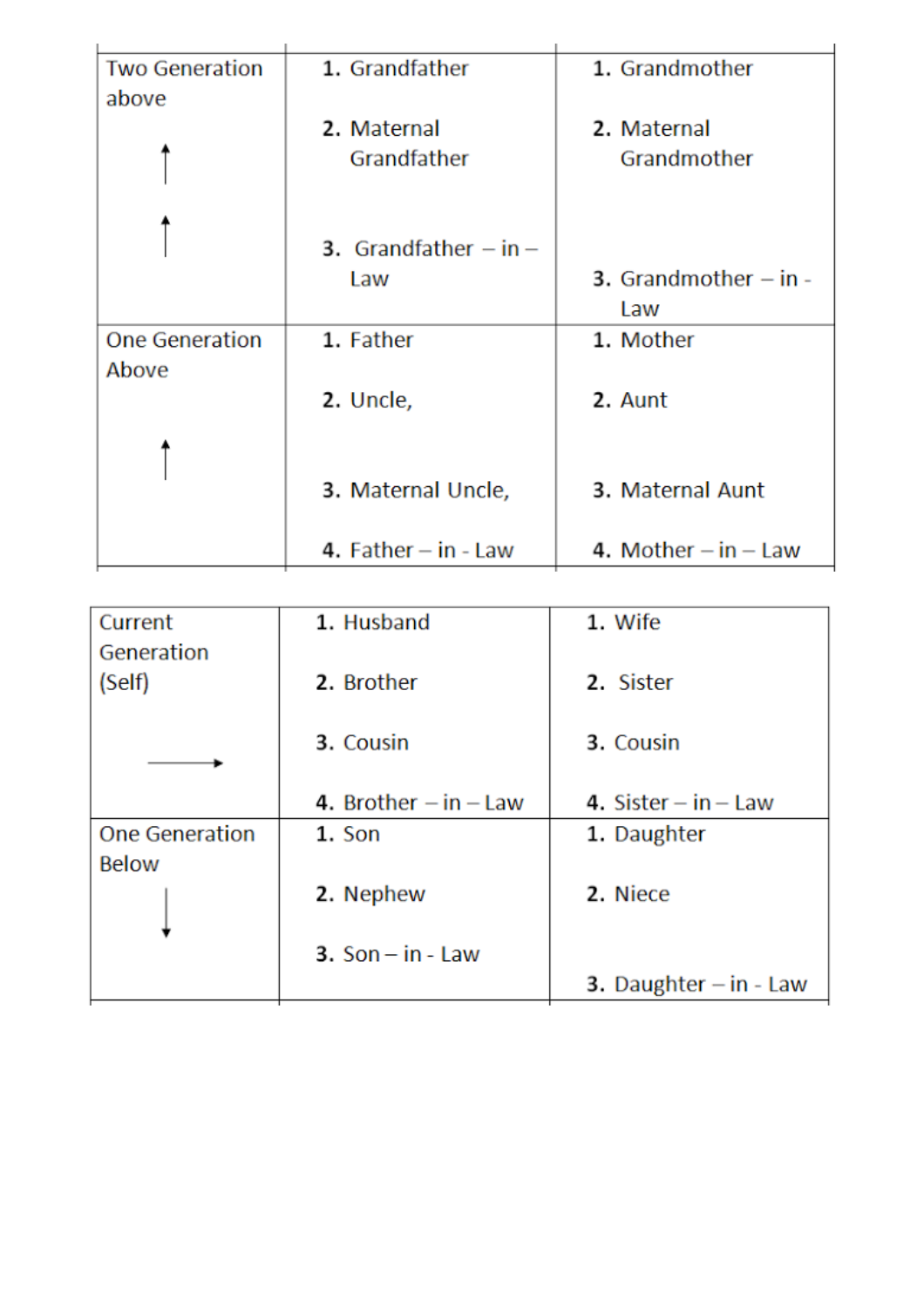| Two Generation above ↑ ↑ | 1. Grandfather<br>2. Maternal Grandfather<br>3. Grandfather – in – Law | 1. Grandmother<br>2. Maternal Grandmother<br>3. Grandmother – in - Law |
|---|---|---|
| One Generation Above ↑ | 1. Father<br>2. Uncle,<br>3. Maternal Uncle,<br>4. Father – in - Law | 1. Mother<br>2. Aunt<br>3. Maternal Aunt<br>4. Mother – in – Law |

| Current Generation (Self) → | 1. Husband<br>2. Brother<br>3. Cousin<br>4. Brother – in – Law | 1. Wife<br>2. Sister<br>3. Cousin<br>4. Sister – in – Law |
|---|---|---|
| One Generation Below ↓ | 1. Son<br>2. Nephew<br>3. Son – in - Law | 1. Daughter<br>2. Niece<br>3. Daughter – in - Law |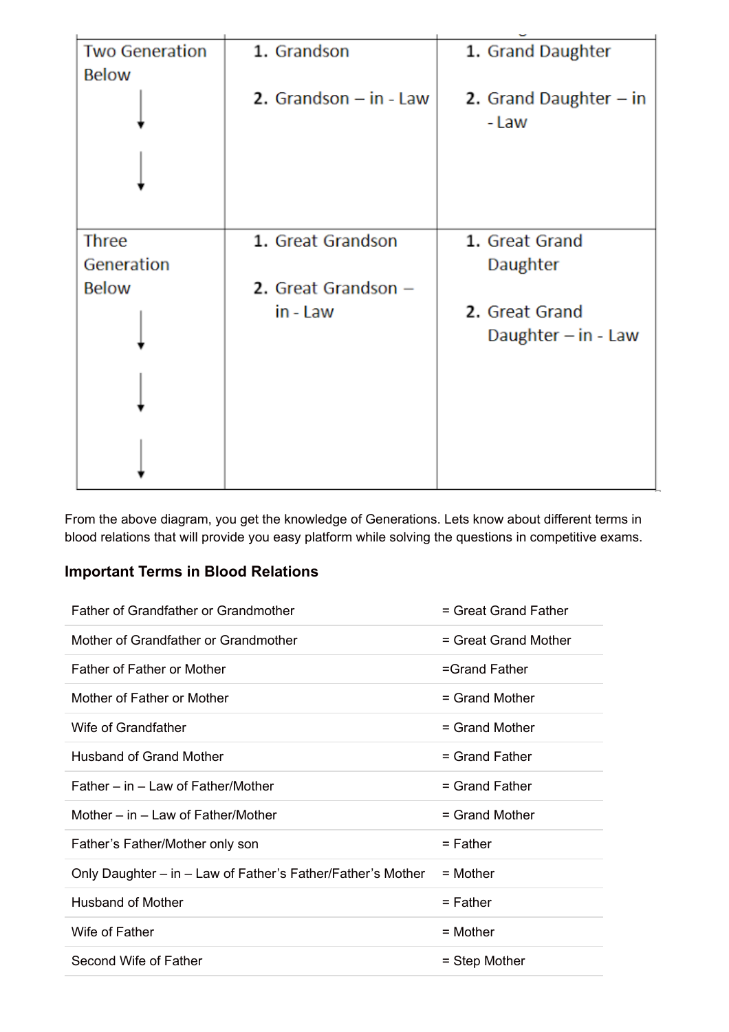| Two Generation Below ↓ ↓ | 1. Grandson<br>2. Grandson – in - Law | 1. Grand Daughter<br>2. Grand Daughter – in - Law |
|---|---|---|
| Three Generation Below ↓ ↓ ↓ | 1. Great Grandson<br>2. Great Grandson – in - Law | 1. Great Grand Daughter<br>2. Great Grand Daughter – in - Law |

From the above diagram, you get the knowledge of Generations. Lets know about different terms in blood relations that will provide you easy platform while solving the questions in competitive exams.

### Important Terms in Blood Relations

| | |
|---|---|
| Father of Grandfather or Grandmother | = Great Grand Father |
| Mother of Grandfather or Grandmother | = Great Grand Mother |
| Father of Father or Mother | =Grand Father |
| Mother of Father or Mother | = Grand Mother |
| Wife of Grandfather | = Grand Mother |
| Husband of Grand Mother | = Grand Father |
| Father – in – Law of Father/Mother | = Grand Father |
| Mother – in – Law of Father/Mother | = Grand Mother |
| Father's Father/Mother only son | = Father |
| Only Daughter – in – Law of Father's Father/Father's Mother | = Mother |
| Husband of Mother | = Father |
| Wife of Father | = Mother |
| Second Wife of Father | = Step Mother |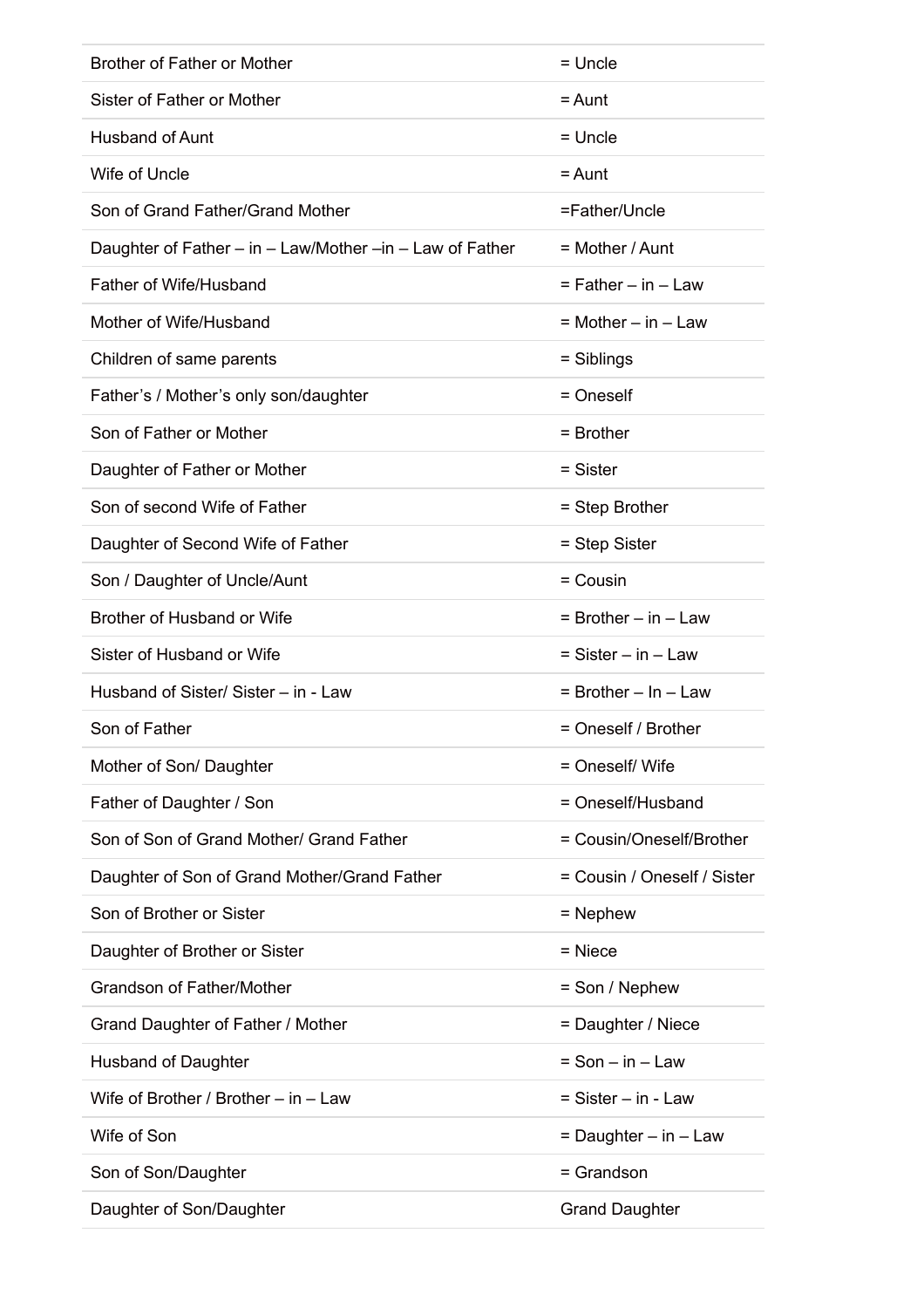| | |
|---|---|
| Brother of Father or Mother | = Uncle |
| Sister of Father or Mother | = Aunt |
| Husband of Aunt | = Uncle |
| Wife of Uncle | = Aunt |
| Son of Grand Father/Grand Mother | =Father/Uncle |
| Daughter of Father – in – Law/Mother –in – Law of Father | = Mother / Aunt |
| Father of Wife/Husband | = Father – in – Law |
| Mother of Wife/Husband | = Mother – in – Law |
| Children of same parents | = Siblings |
| Father's / Mother's only son/daughter | = Oneself |
| Son of Father or Mother | = Brother |
| Daughter of Father or Mother | = Sister |
| Son of second Wife of Father | = Step Brother |
| Daughter of Second Wife of Father | = Step Sister |
| Son / Daughter of Uncle/Aunt | = Cousin |
| Brother of Husband or Wife | = Brother – in – Law |
| Sister of Husband or Wife | = Sister – in – Law |
| Husband of Sister/ Sister – in - Law | = Brother – In – Law |
| Son of Father | = Oneself / Brother |
| Mother of Son/ Daughter | = Oneself/ Wife |
| Father of Daughter / Son | = Oneself/Husband |
| Son of Son of Grand Mother/ Grand Father | = Cousin/Oneself/Brother |
| Daughter of Son of Grand Mother/Grand Father | = Cousin / Oneself / Sister |
| Son of Brother or Sister | = Nephew |
| Daughter of Brother or Sister | = Niece |
| Grandson of Father/Mother | = Son / Nephew |
| Grand Daughter of Father / Mother | = Daughter / Niece |
| Husband of Daughter | = Son – in – Law |
| Wife of Brother / Brother – in – Law | = Sister – in - Law |
| Wife of Son | = Daughter – in – Law |
| Son of Son/Daughter | = Grandson |
| Daughter of Son/Daughter | Grand Daughter |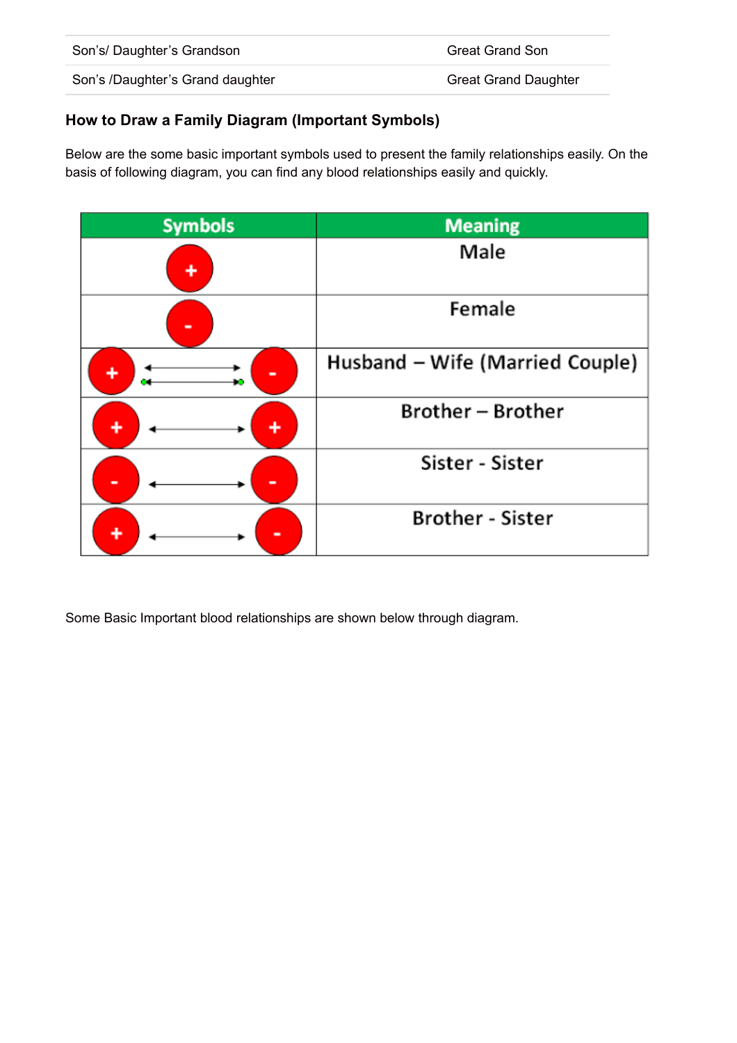| Son's/ Daughter's Grandson | Great Grand Son |
|---|---|
| Son's /Daughter's Grand daughter | Great Grand Daughter |

### How to Draw a Family Diagram (Important Symbols)

Below are the some basic important symbols used to present the family relationships easily. On the basis of following diagram, you can find any blood relationships easily and quickly.

| Symbols | Meaning |
|---|---|
| + | Male |
| - | Female |
| + ⟷ (double arrow) - | Husband – Wife (Married Couple) |
| + ⟷ + | Brother – Brother |
| - ⟷ - | Sister - Sister |
| + ⟷ - | Brother - Sister |

Some Basic Important blood relationships are shown below through diagram.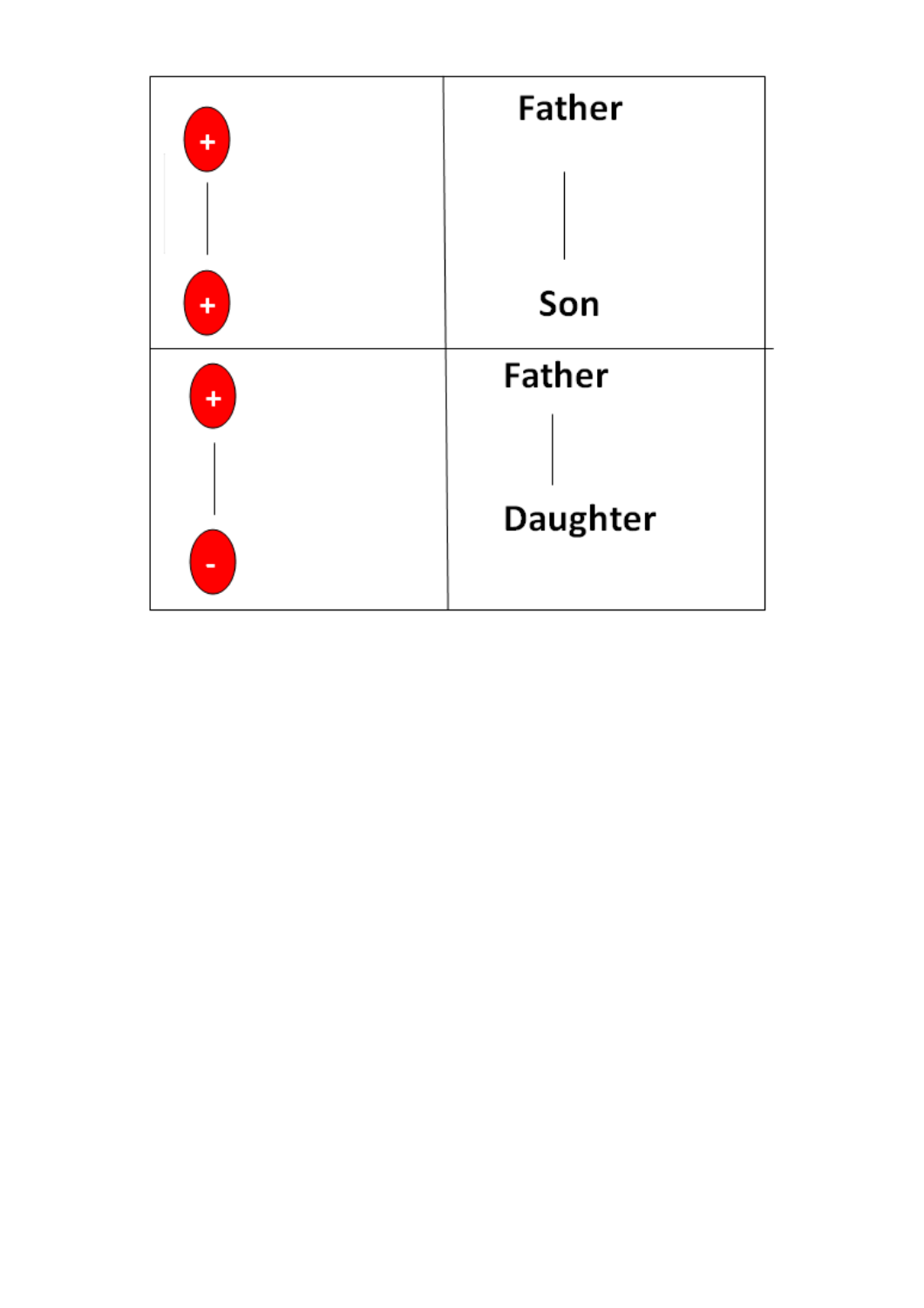| | |
|---|---|
| + <br> \| <br> + | Father <br> \| <br> Son |
| + <br> \| <br> - | Father <br> \| <br> Daughter |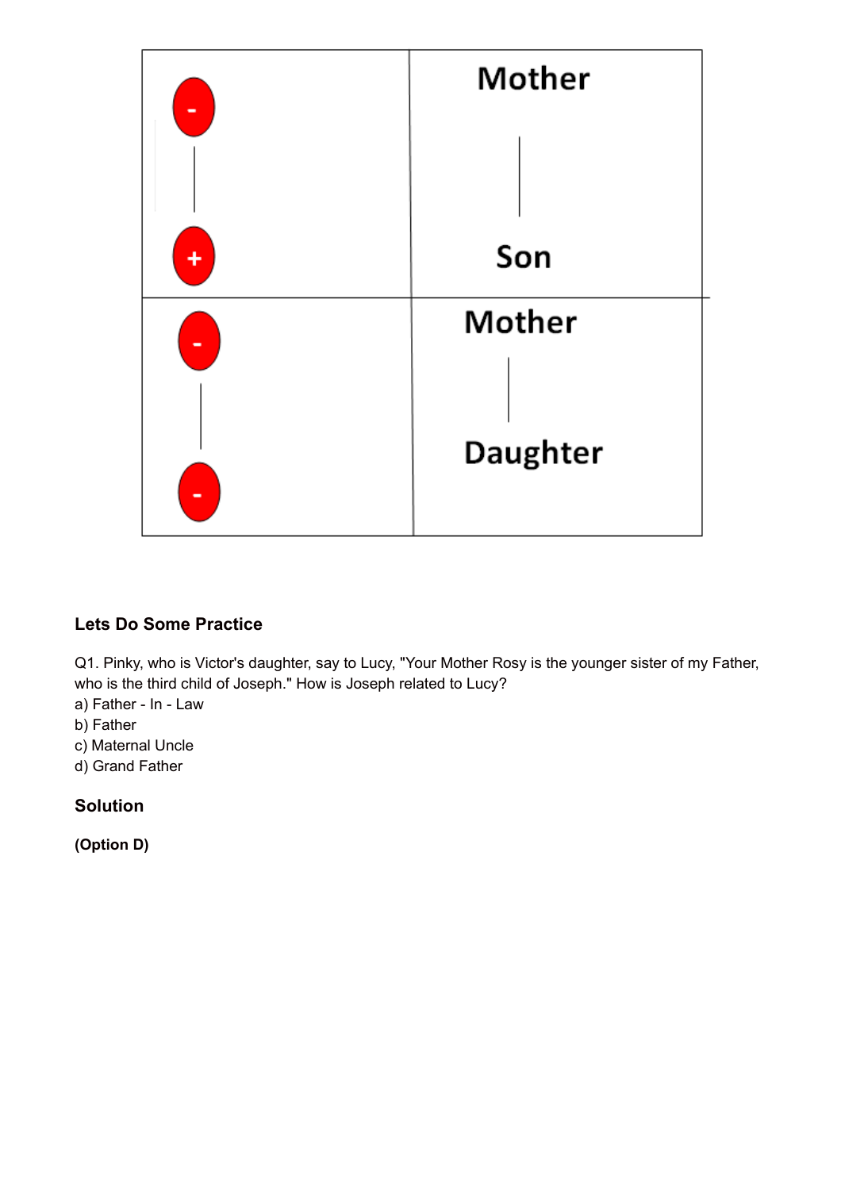| | |
|---|---|
| - <br> \| <br> + | Mother <br> \| <br> Son |
| - <br> \| <br> - | Mother <br> \| <br> Daughter |

### Lets Do Some Practice

Q1. Pinky, who is Victor's daughter, say to Lucy, "Your Mother Rosy is the younger sister of my Father, who is the third child of Joseph." How is Joseph related to Lucy?

a) Father - In - Law
b) Father
c) Maternal Uncle
d) Grand Father

### Solution

**(Option D)**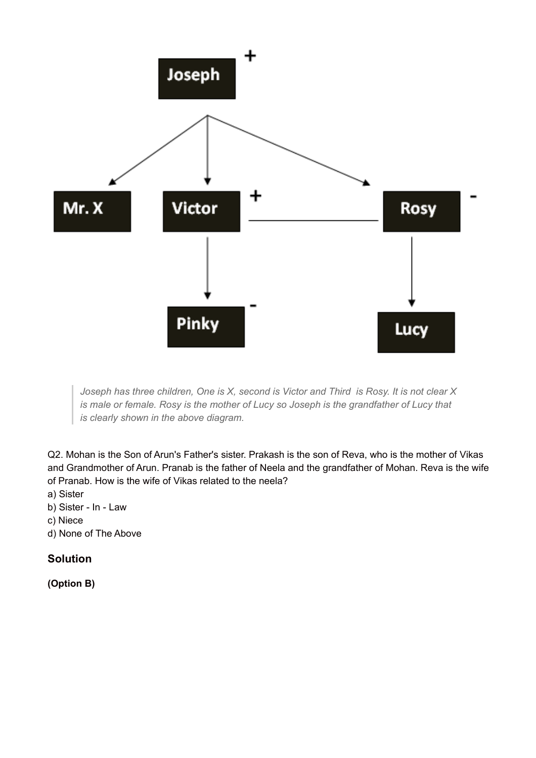> *Joseph has three children, One is X, second is Victor and Third is Rosy. It is not clear X is male or female. Rosy is the mother of Lucy so Joseph is the grandfather of Lucy that is clearly shown in the above diagram.*

Q2. Mohan is the Son of Arun's Father's sister. Prakash is the son of Reva, who is the mother of Vikas and Grandmother of Arun. Pranab is the father of Neela and the grandfather of Mohan. Reva is the wife of Pranab. How is the wife of Vikas related to the neela?

a) Sister
b) Sister - In - Law
c) Niece
d) None of The Above

## Solution

**(Option B)**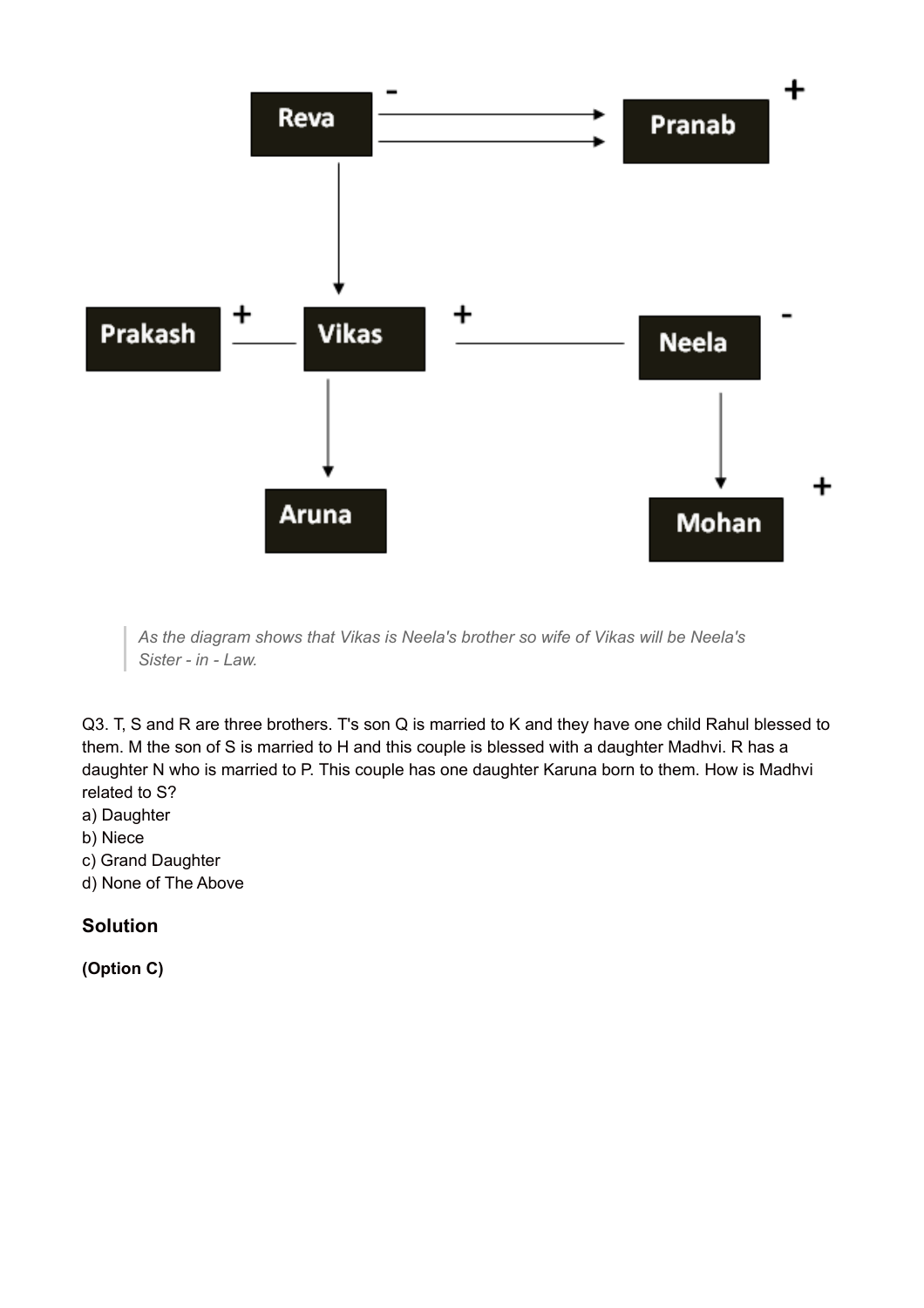> *As the diagram shows that Vikas is Neela's brother so wife of Vikas will be Neela's Sister - in - Law.*

Q3. T, S and R are three brothers. T's son Q is married to K and they have one child Rahul blessed to them. M the son of S is married to H and this couple is blessed with a daughter Madhvi. R has a daughter N who is married to P. This couple has one daughter Karuna born to them. How is Madhvi related to S?

a) Daughter
b) Niece
c) Grand Daughter
d) None of The Above

### Solution

**(Option C)**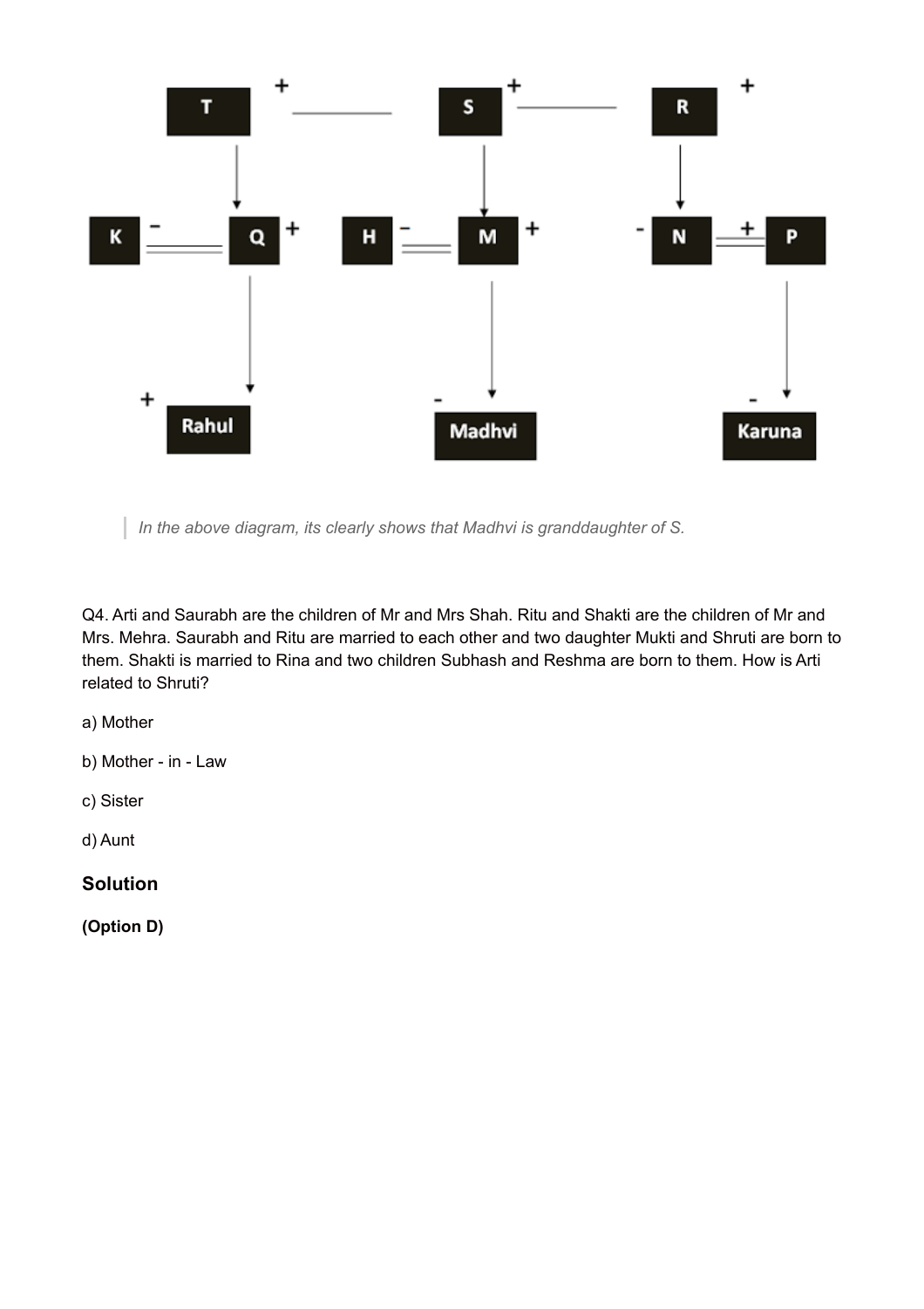> *In the above diagram, its clearly shows that Madhvi is granddaughter of S.*

Q4. Arti and Saurabh are the children of Mr and Mrs Shah. Ritu and Shakti are the children of Mr and Mrs. Mehra. Saurabh and Ritu are married to each other and two daughter Mukti and Shruti are born to them. Shakti is married to Rina and two children Subhash and Reshma are born to them. How is Arti related to Shruti?

a) Mother

b) Mother - in - Law

c) Sister

d) Aunt

### Solution

**(Option D)**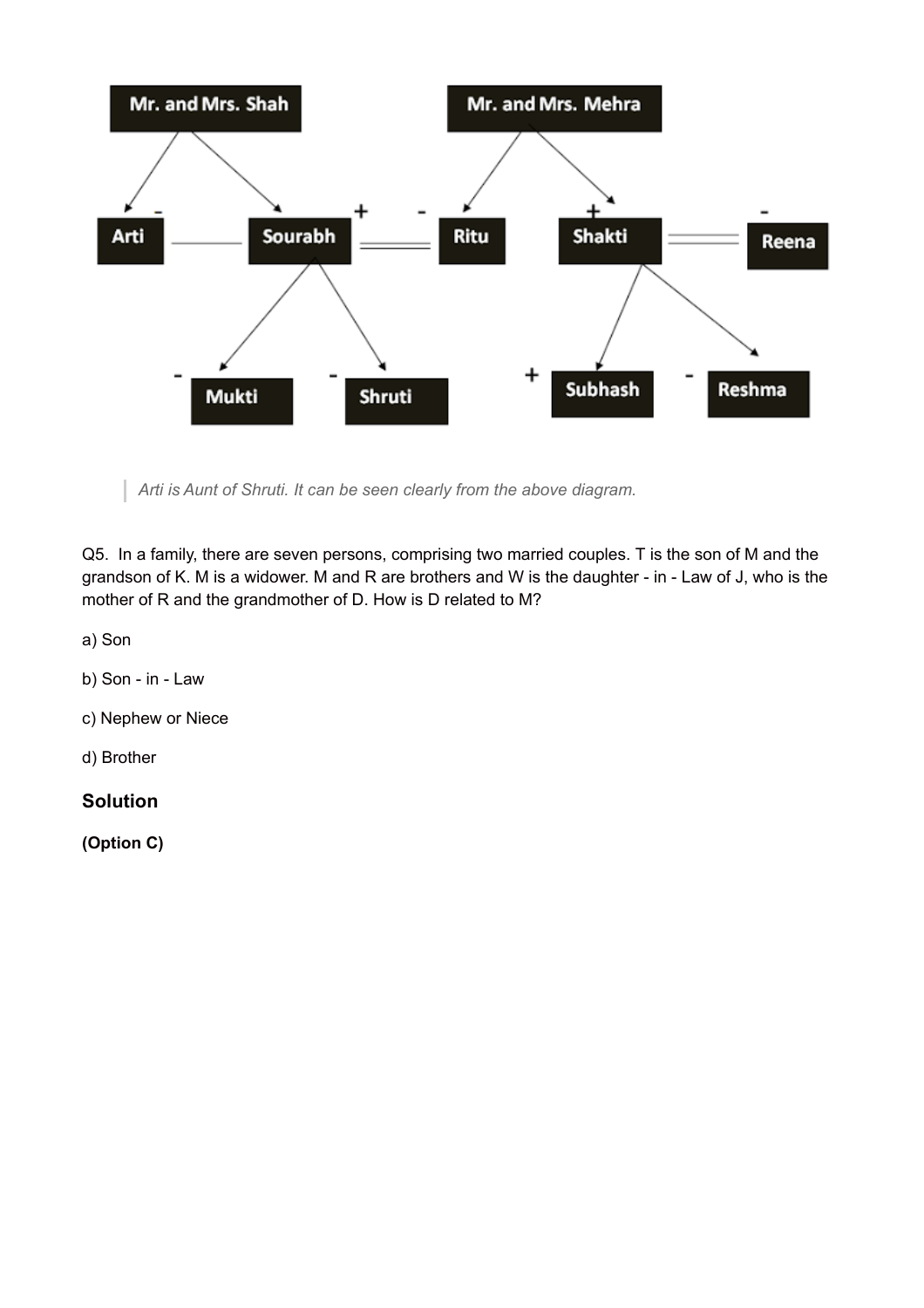> *Arti is Aunt of Shruti. It can be seen clearly from the above diagram.*

Q5. In a family, there are seven persons, comprising two married couples. T is the son of M and the grandson of K. M is a widower. M and R are brothers and W is the daughter - in - Law of J, who is the mother of R and the grandmother of D. How is D related to M?

a) Son

b) Son - in - Law

c) Nephew or Niece

d) Brother

### Solution

**(Option C)**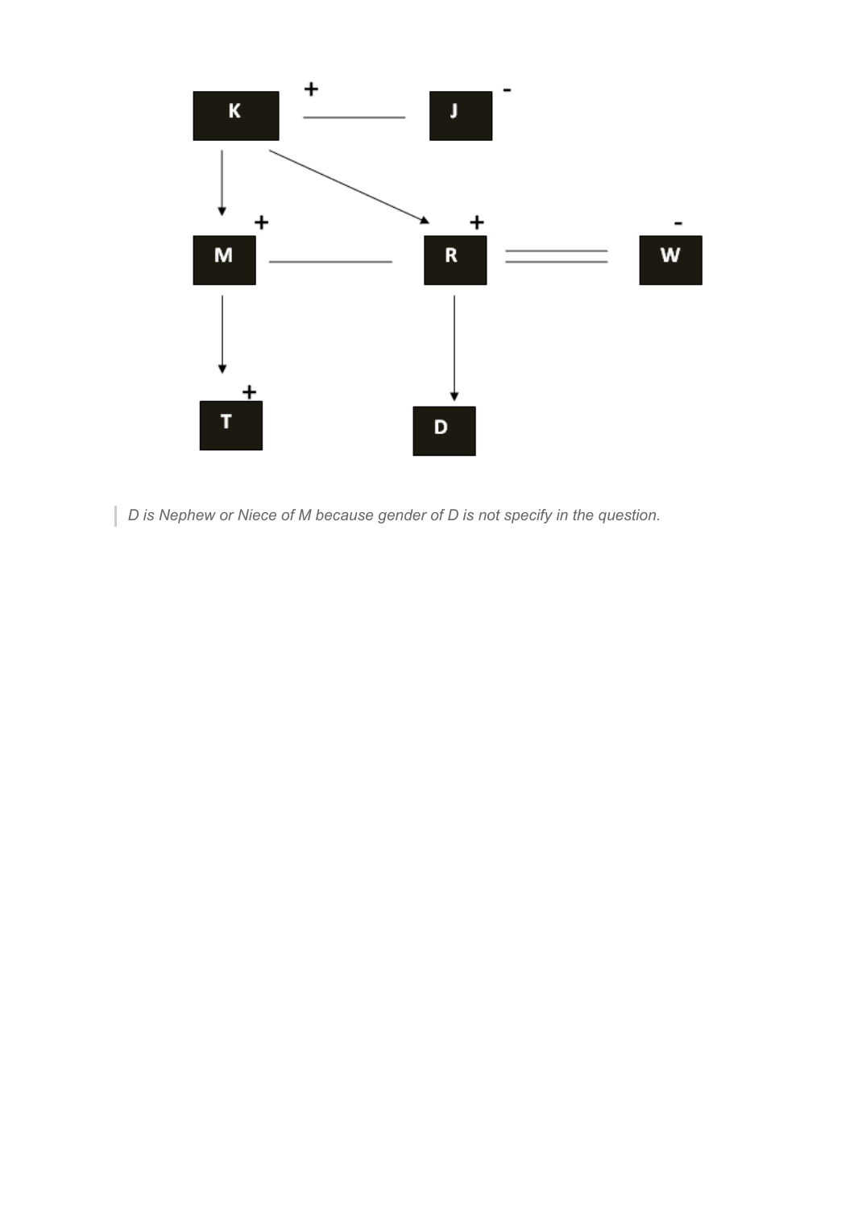K
+
J
-
M
+
R
+
W
-
T
+
D

> *D is Nephew or Niece of M because gender of D is not specify in the question.*